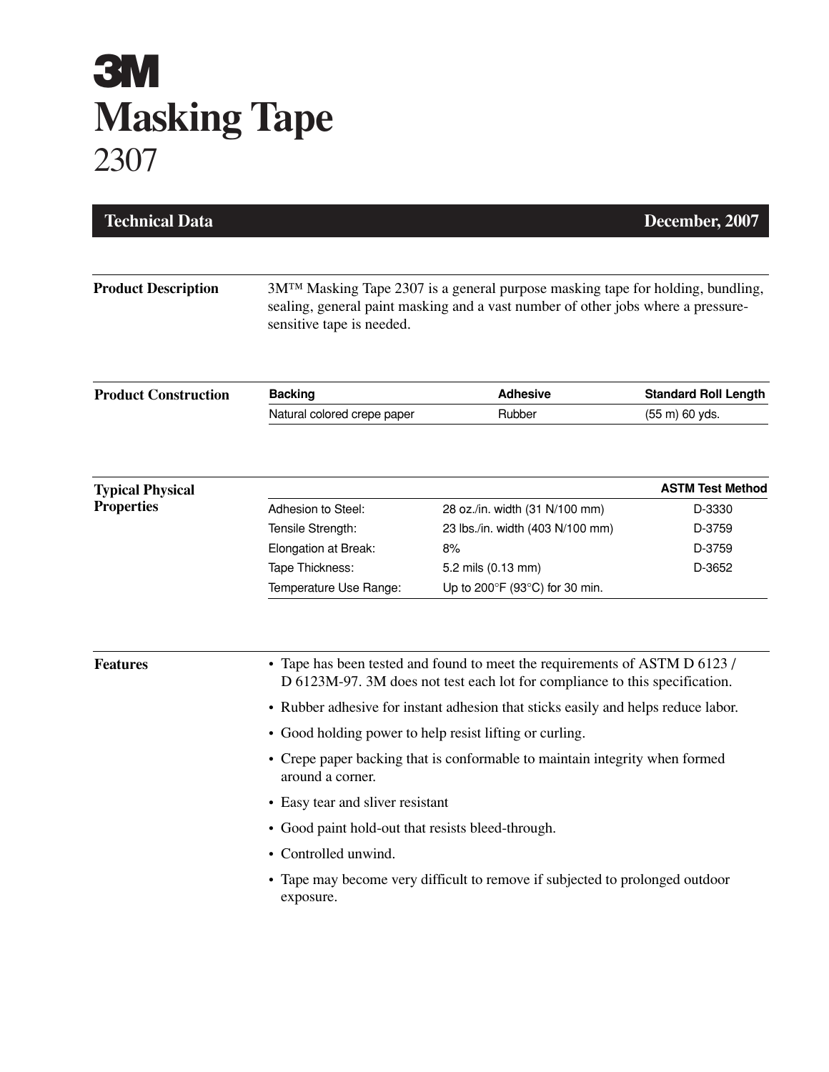# 3M

# Masking Tape

## 2307

**Technical Data** — **December, 2007**

## Product Description

3M™ Masking Tape 2307 is a general purpose masking tape for holding, bundling, sealing, general paint masking and a vast number of other jobs where a pressure-sensitive tape is needed.

## Product Construction

| Backing | Adhesive | Standard Roll Length |
|---|---|---|
| Natural colored crepe paper | Rubber | (55 m) 60 yds. |

## Typical Physical Properties

| | | ASTM Test Method |
|---|---|---|
| Adhesion to Steel: | 28 oz./in. width (31 N/100 mm) | D-3330 |
| Tensile Strength: | 23 lbs./in. width (403 N/100 mm) | D-3759 |
| Elongation at Break: | 8% | D-3759 |
| Tape Thickness: | 5.2 mils (0.13 mm) | D-3652 |
| Temperature Use Range: | Up to 200°F (93°C) for 30 min. | |

## Features

- Tape has been tested and found to meet the requirements of ASTM D 6123 / D 6123M-97. 3M does not test each lot for compliance to this specification.
- Rubber adhesive for instant adhesion that sticks easily and helps reduce labor.
- Good holding power to help resist lifting or curling.
- Crepe paper backing that is conformable to maintain integrity when formed around a corner.
- Easy tear and sliver resistant
- Good paint hold-out that resists bleed-through.
- Controlled unwind.
- Tape may become very difficult to remove if subjected to prolonged outdoor exposure.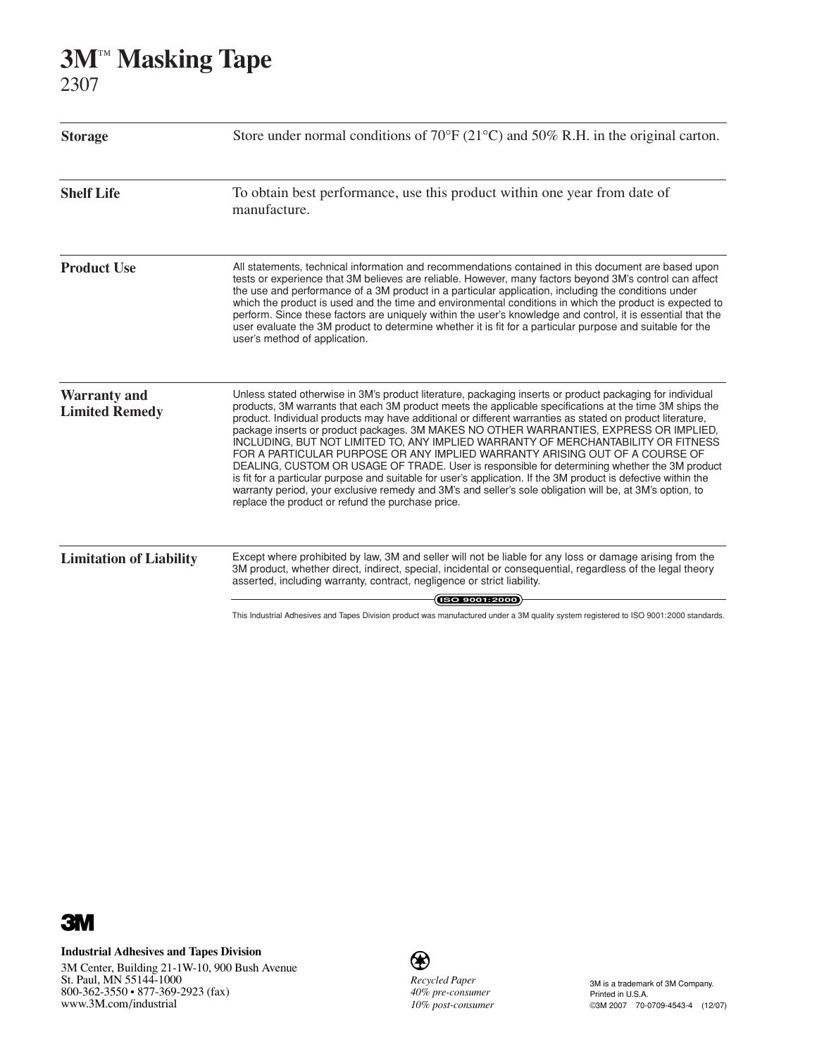# 3M™ Masking Tape
2307

**Storage**

Store under normal conditions of 70°F (21°C) and 50% R.H. in the original carton.

**Shelf Life**

To obtain best performance, use this product within one year from date of manufacture.

**Product Use**

All statements, technical information and recommendations contained in this document are based upon tests or experience that 3M believes are reliable. However, many factors beyond 3M's control can affect the use and performance of a 3M product in a particular application, including the conditions under which the product is used and the time and environmental conditions in which the product is expected to perform. Since these factors are uniquely within the user's knowledge and control, it is essential that the user evaluate the 3M product to determine whether it is fit for a particular purpose and suitable for the user's method of application.

**Warranty and Limited Remedy**

Unless stated otherwise in 3M's product literature, packaging inserts or product packaging for individual products, 3M warrants that each 3M product meets the applicable specifications at the time 3M ships the product. Individual products may have additional or different warranties as stated on product literature, package inserts or product packages. 3M MAKES NO OTHER WARRANTIES, EXPRESS OR IMPLIED, INCLUDING, BUT NOT LIMITED TO, ANY IMPLIED WARRANTY OF MERCHANTABILITY OR FITNESS FOR A PARTICULAR PURPOSE OR ANY IMPLIED WARRANTY ARISING OUT OF A COURSE OF DEALING, CUSTOM OR USAGE OF TRADE. User is responsible for determining whether the 3M product is fit for a particular purpose and suitable for user's application. If the 3M product is defective within the warranty period, your exclusive remedy and 3M's and seller's sole obligation will be, at 3M's option, to replace the product or refund the purchase price.

**Limitation of Liability**

Except where prohibited by law, 3M and seller will not be liable for any loss or damage arising from the 3M product, whether direct, indirect, special, incidental or consequential, regardless of the legal theory asserted, including warranty, contract, negligence or strict liability.

ISO 9001:2000

This Industrial Adhesives and Tapes Division product was manufactured under a 3M quality system registered to ISO 9001:2000 standards.

3M

**Industrial Adhesives and Tapes Division**
3M Center, Building 21-1W-10, 900 Bush Avenue
St. Paul, MN 55144-1000
800-362-3550 • 877-369-2923 (fax)
www.3M.com/industrial

*Recycled Paper*
*40% pre-consumer*
*10% post-consumer*

3M is a trademark of 3M Company.
Printed in U.S.A.
©3M 2007 70-0709-4543-4 (12/07)